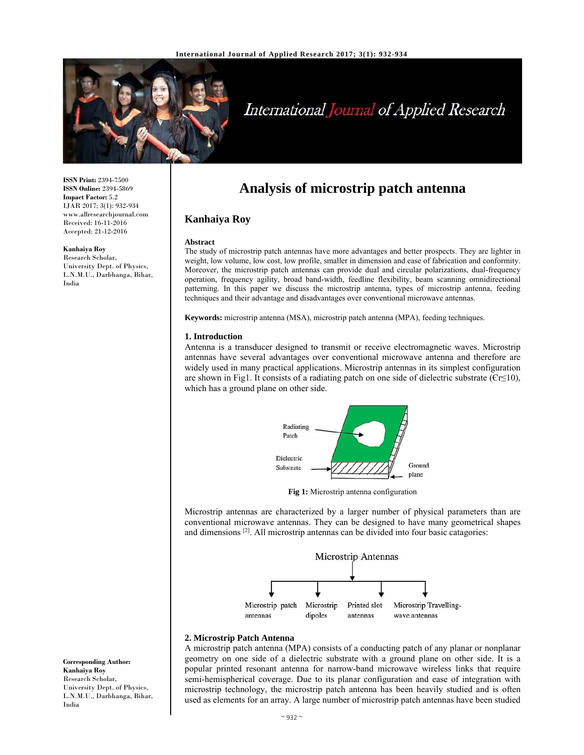# Analysis of microstrip patch antenna

**ISSN Print:** 2394-7500
**ISSN Online:** 2394-5869
**Impact Factor:** 5.2
IJAR 2017; 3(1): 932-934
www.allresearchjournal.com
Received: 16-11-2016
Accepted: 21-12-2016

**Kanhaiya Roy**
Research Scholar,
University Dept. of Physics,
L.N.M.U., Darbhanga, Bihar,
India

**Corresponding Author:**
**Kanhaiya Roy**
Research Scholar,
University Dept. of Physics,
L.N.M.U., Darbhanga, Bihar,
India

## Kanhaiya Roy

### Abstract

The study of microstrip patch antennas have more advantages and better prospects. They are lighter in weight, low volume, low cost, low profile, smaller in dimension and ease of fabrication and conformity. Moreover, the microstrip patch antennas can provide dual and circular polarizations, dual-frequency operation, frequency agility, broad band-width, feedline flexibility, beam scanning omnidirectional patterning. In this paper we discuss the microstrip antenna, types of microstrip antenna, feeding techniques and their advantage and disadvantages over conventional microwave antennas.

**Keywords:** microstrip antenna (MSA), microstrip patch antenna (MPA), feeding techniques.

### 1. Introduction

Antenna is a transducer designed to transmit or receive electromagnetic waves. Microstrip antennas have several advantages over conventional microwave antenna and therefore are widely used in many practical applications. Microstrip antennas in its simplest configuration are shown in Fig1. It consists of a radiating patch on one side of dielectric substrate ($\epsilon_r \leq 10$), which has a ground plane on other side.

Radiating Patch
Dielectric Substrate
Ground plane

**Fig 1:** Microstrip antenna configuration

Microstrip antennas are characterized by a larger number of physical parameters than are conventional microwave antennas. They can be designed to have many geometrical shapes and dimensions [2]. All microstrip antennas can be divided into four basic catagories:

Microstrip Antennas
- Microstrip patch antennas
- Microstrip dipoles
- Printed slot antennas
- Microstrip Travelling-wave antennas

### 2. Microstrip Patch Antenna

A microstrip patch antenna (MPA) consists of a conducting patch of any planar or nonplanar geometry on one side of a dielectric substrate with a ground plane on other side. It is a popular printed resonant antenna for narrow-band microwave wireless links that require semi-hemispherical coverage. Due to its planar configuration and ease of integration with microstrip technology, the microstrip patch antenna has been heavily studied and is often used as elements for an array. A large number of microstrip patch antennas have been studied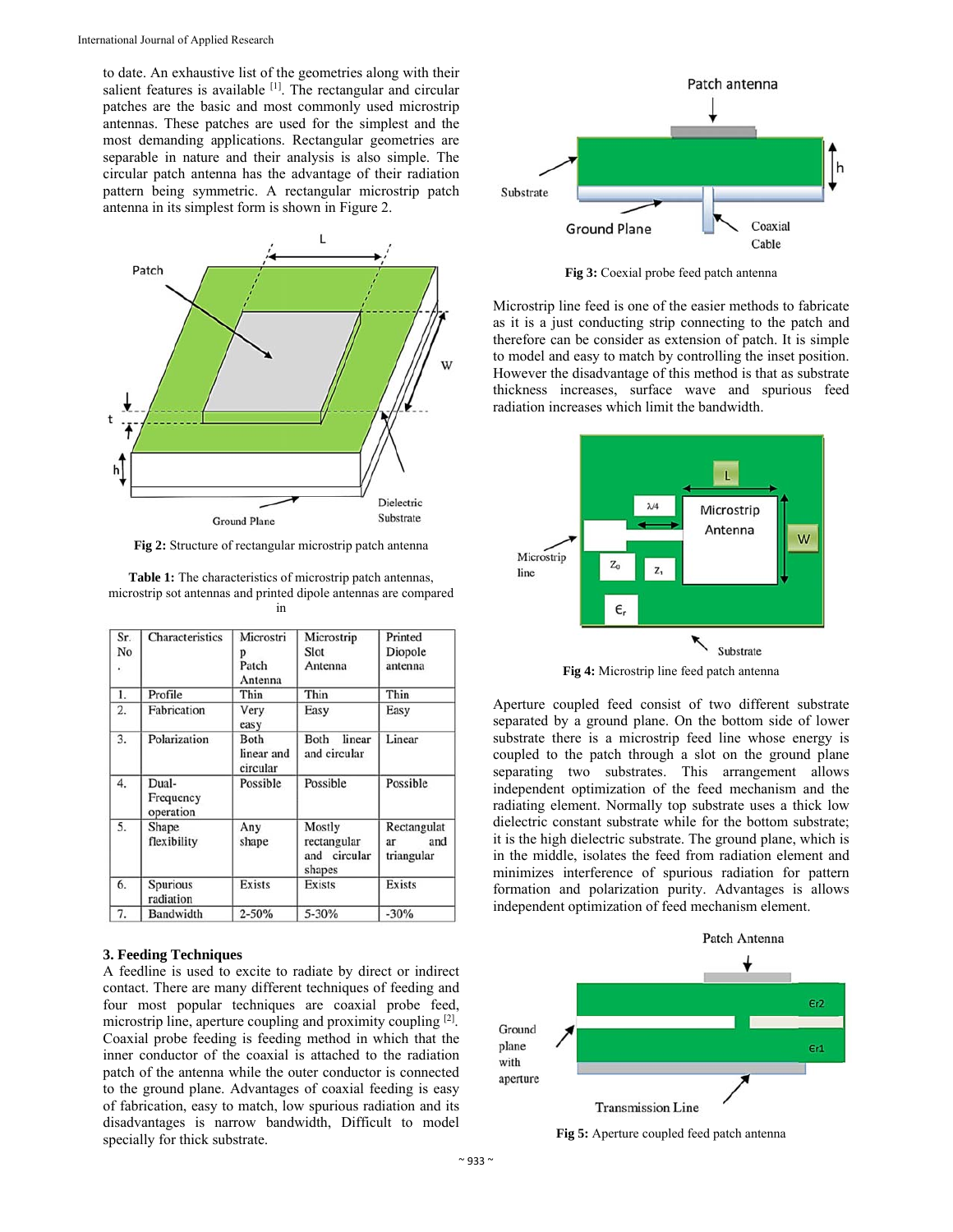to date. An exhaustive list of the geometries along with their salient features is available [1]. The rectangular and circular patches are the basic and most commonly used microstrip antennas. These patches are used for the simplest and the most demanding applications. Rectangular geometries are separable in nature and their analysis is also simple. The circular patch antenna has the advantage of their radiation pattern being symmetric. A rectangular microstrip patch antenna in its simplest form is shown in Figure 2.

**Fig 2:** Structure of rectangular microstrip patch antenna

**Table 1:** The characteristics of microstrip patch antennas, microstrip sot antennas and printed dipole antennas are compared in

| Sr. No. | Characteristics | Microstrip Patch Antenna | Microstrip Slot Antenna | Printed Diopole antenna |
|---|---|---|---|---|
| 1. | Profile | Thin | Thin | Thin |
| 2. | Fabrication | Very easy | Easy | Easy |
| 3. | Polarization | Both linear and circular | Both linear and circular | Linear |
| 4. | Dual-Frequency operation | Possible | Possible | Possible |
| 5. | Shape flexibility | Any shape | Mostly rectangular and circular shapes | Rectangular and triangular |
| 6. | Spurious radiation | Exists | Exists | Exists |
| 7. | Bandwidth | 2-50% | 5-30% | -30% |

### 3. Feeding Techniques

A feedline is used to excite to radiate by direct or indirect contact. There are many different techniques of feeding and four most popular techniques are coaxial probe feed, microstrip line, aperture coupling and proximity coupling [2]. Coaxial probe feeding is feeding method in which that the inner conductor of the coaxial is attached to the radiation patch of the antenna while the outer conductor is connected to the ground plane. Advantages of coaxial feeding is easy of fabrication, easy to match, low spurious radiation and its disadvantages is narrow bandwidth, Difficult to model specially for thick substrate.

**Fig 3:** Coexial probe feed patch antenna

Microstrip line feed is one of the easier methods to fabricate as it is a just conducting strip connecting to the patch and therefore can be consider as extension of patch. It is simple to model and easy to match by controlling the inset position. However the disadvantage of this method is that as substrate thickness increases, surface wave and spurious feed radiation increases which limit the bandwidth.

**Fig 4:** Microstrip line feed patch antenna

Aperture coupled feed consist of two different substrate separated by a ground plane. On the bottom side of lower substrate there is a microstrip feed line whose energy is coupled to the patch through a slot on the ground plane separating two substrates. This arrangement allows independent optimization of the feed mechanism and the radiating element. Normally top substrate uses a thick low dielectric constant substrate while for the bottom substrate; it is the high dielectric substrate. The ground plane, which is in the middle, isolates the feed from radiation element and minimizes interference of spurious radiation for pattern formation and polarization purity. Advantages is allows independent optimization of feed mechanism element.

**Fig 5:** Aperture coupled feed patch antenna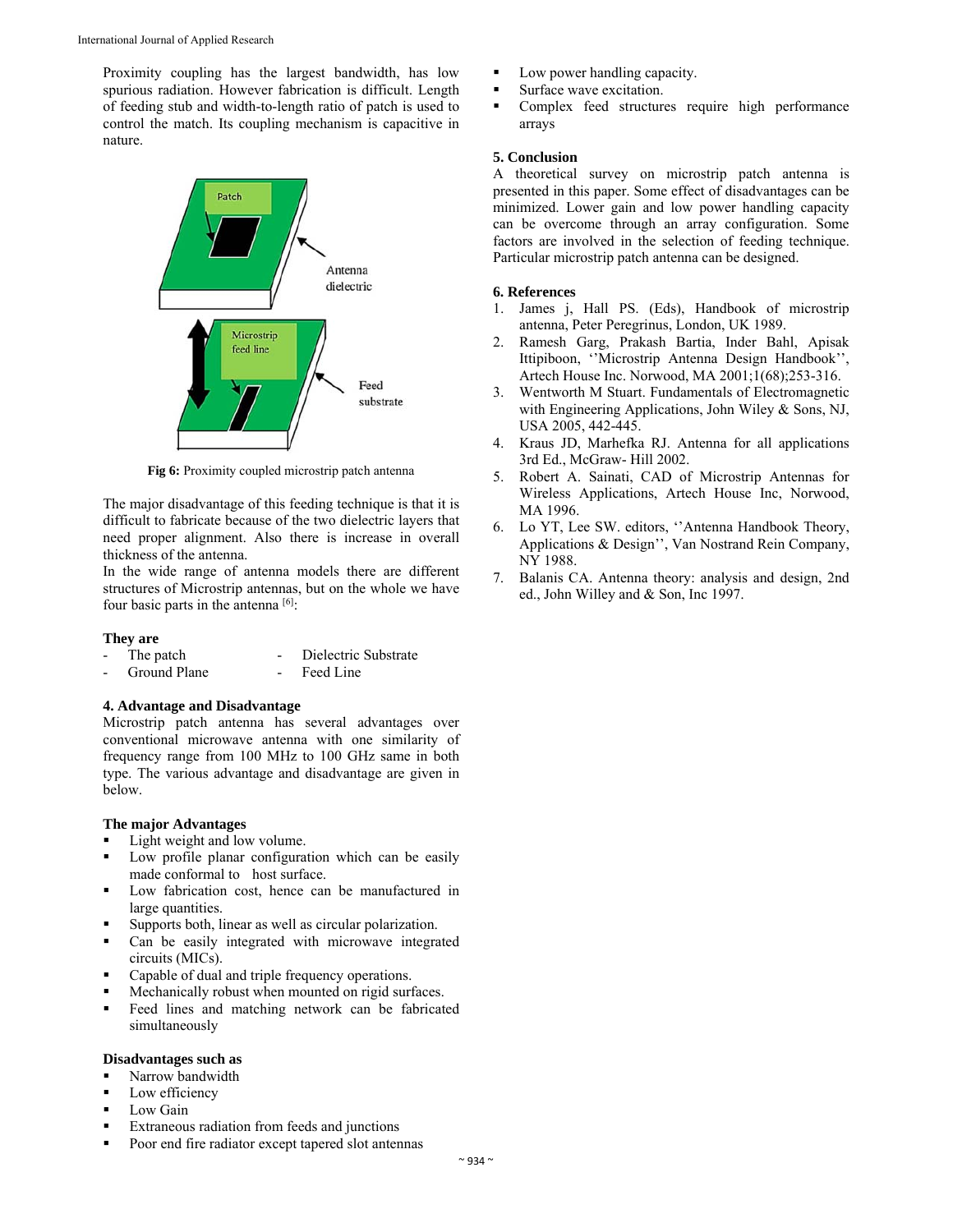Proximity coupling has the largest bandwidth, has low spurious radiation. However fabrication is difficult. Length of feeding stub and width-to-length ratio of patch is used to control the match. Its coupling mechanism is capacitive in nature.

Patch

Antenna dielectric

Microstrip feed line

Feed substrate

**Fig 6:** Proximity coupled microstrip patch antenna

The major disadvantage of this feeding technique is that it is difficult to fabricate because of the two dielectric layers that need proper alignment. Also there is increase in overall thickness of the antenna.

In the wide range of antenna models there are different structures of Microstrip antennas, but on the whole we have four basic parts in the antenna [6]:

**They are**

- The patch
- Dielectric Substrate
- Ground Plane
- Feed Line

### 4. Advantage and Disadvantage

Microstrip patch antenna has several advantages over conventional microwave antenna with one similarity of frequency range from 100 MHz to 100 GHz same in both type. The various advantage and disadvantage are given in below.

**The major Advantages**

- Light weight and low volume.
- Low profile planar configuration which can be easily made conformal to host surface.
- Low fabrication cost, hence can be manufactured in large quantities.
- Supports both, linear as well as circular polarization.
- Can be easily integrated with microwave integrated circuits (MICs).
- Capable of dual and triple frequency operations.
- Mechanically robust when mounted on rigid surfaces.
- Feed lines and matching network can be fabricated simultaneously

**Disadvantages such as**

- Narrow bandwidth
- Low efficiency
- Low Gain
- Extraneous radiation from feeds and junctions
- Poor end fire radiator except tapered slot antennas
- Low power handling capacity.
- Surface wave excitation.
- Complex feed structures require high performance arrays

### 5. Conclusion

A theoretical survey on microstrip patch antenna is presented in this paper. Some effect of disadvantages can be minimized. Lower gain and low power handling capacity can be overcome through an array configuration. Some factors are involved in the selection of feeding technique. Particular microstrip patch antenna can be designed.

### 6. References

1. James j, Hall PS. (Eds), Handbook of microstrip antenna, Peter Peregrinus, London, UK 1989.
2. Ramesh Garg, Prakash Bartia, Inder Bahl, Apisak Ittipiboon, ''Microstrip Antenna Design Handbook'', Artech House Inc. Norwood, MA 2001;1(68);253-316.
3. Wentworth M Stuart. Fundamentals of Electromagnetic with Engineering Applications, John Wiley & Sons, NJ, USA 2005, 442-445.
4. Kraus JD, Marhefka RJ. Antenna for all applications 3rd Ed., McGraw- Hill 2002.
5. Robert A. Sainati, CAD of Microstrip Antennas for Wireless Applications, Artech House Inc, Norwood, MA 1996.
6. Lo YT, Lee SW. editors, ''Antenna Handbook Theory, Applications & Design'', Van Nostrand Rein Company, NY 1988.
7. Balanis CA. Antenna theory: analysis and design, 2nd ed., John Willey and & Son, Inc 1997.